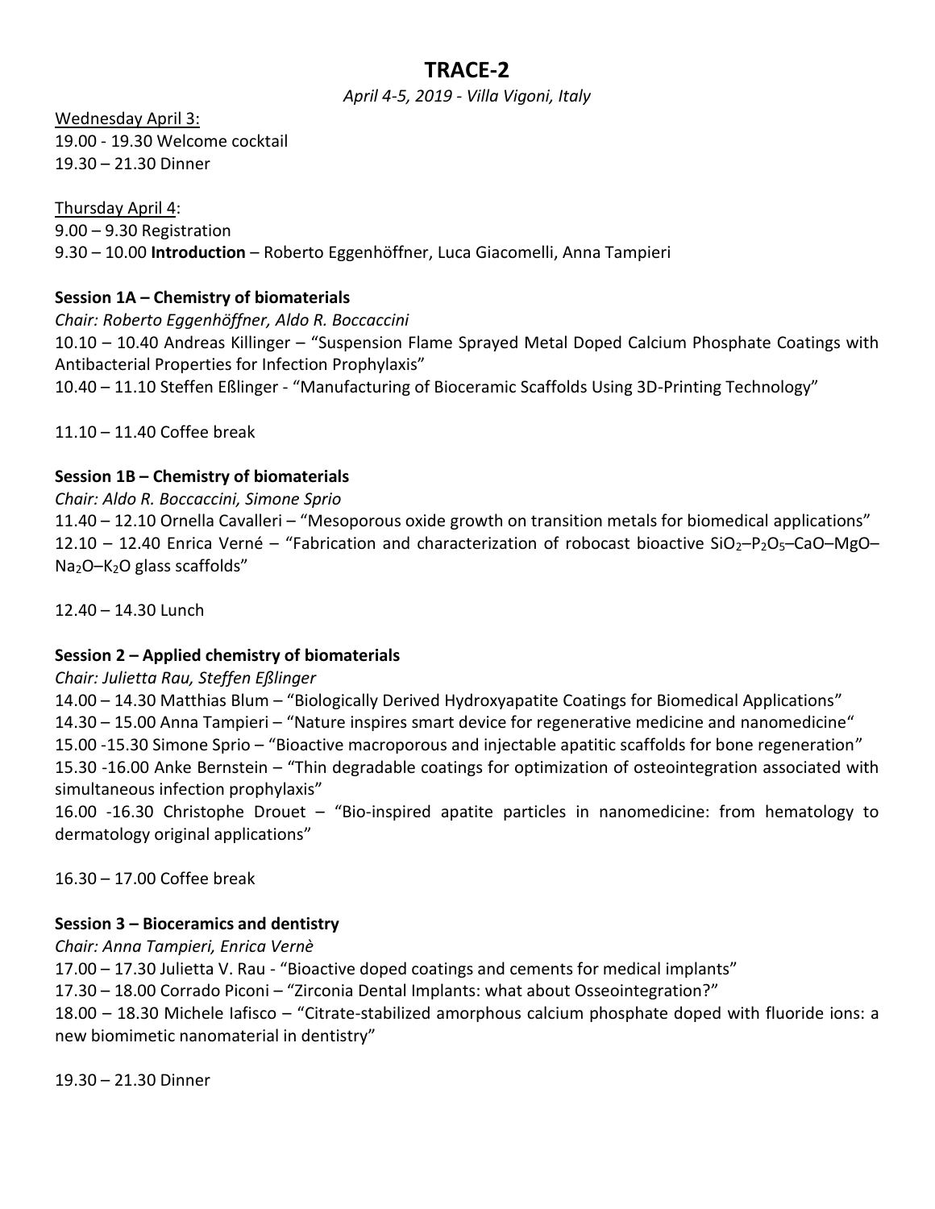# TRACE-2

*April 4-5, 2019 - Villa Vigoni, Italy*

Wednesday April 3:

19.00 - 19.30 Welcome cocktail

19.30 – 21.30 Dinner

Thursday April 4:

9.00 – 9.30 Registration

9.30 – 10.00 **Introduction** – Roberto Eggenhöffner, Luca Giacomelli, Anna Tampieri

**Session 1A – Chemistry of biomaterials**

*Chair: Roberto Eggenhöffner, Aldo R. Boccaccini*

10.10 – 10.40 Andreas Killinger – "Suspension Flame Sprayed Metal Doped Calcium Phosphate Coatings with Antibacterial Properties for Infection Prophylaxis"

10.40 – 11.10 Steffen Eßlinger - "Manufacturing of Bioceramic Scaffolds Using 3D-Printing Technology"

11.10 – 11.40 Coffee break

**Session 1B – Chemistry of biomaterials**

*Chair: Aldo R. Boccaccini, Simone Sprio*

11.40 – 12.10 Ornella Cavalleri – "Mesoporous oxide growth on transition metals for biomedical applications"

12.10 – 12.40 Enrica Verné – "Fabrication and characterization of robocast bioactive $SiO_2$–$P_2O_5$–CaO–MgO–$Na_2O$–$K_2O$ glass scaffolds"

12.40 – 14.30 Lunch

**Session 2 – Applied chemistry of biomaterials**

*Chair: Julietta Rau, Steffen Eßlinger*

14.00 – 14.30 Matthias Blum – "Biologically Derived Hydroxyapatite Coatings for Biomedical Applications"

14.30 – 15.00 Anna Tampieri – "Nature inspires smart device for regenerative medicine and nanomedicine"

15.00 -15.30 Simone Sprio – "Bioactive macroporous and injectable apatitic scaffolds for bone regeneration"

15.30 -16.00 Anke Bernstein – "Thin degradable coatings for optimization of osteointegration associated with simultaneous infection prophylaxis"

16.00 -16.30 Christophe Drouet – "Bio-inspired apatite particles in nanomedicine: from hematology to dermatology original applications"

16.30 – 17.00 Coffee break

**Session 3 – Bioceramics and dentistry**

*Chair: Anna Tampieri, Enrica Vernè*

17.00 – 17.30 Julietta V. Rau - "Bioactive doped coatings and cements for medical implants"

17.30 – 18.00 Corrado Piconi – "Zirconia Dental Implants: what about Osseointegration?"

18.00 – 18.30 Michele Iafisco – "Citrate-stabilized amorphous calcium phosphate doped with fluoride ions: a new biomimetic nanomaterial in dentistry"

19.30 – 21.30 Dinner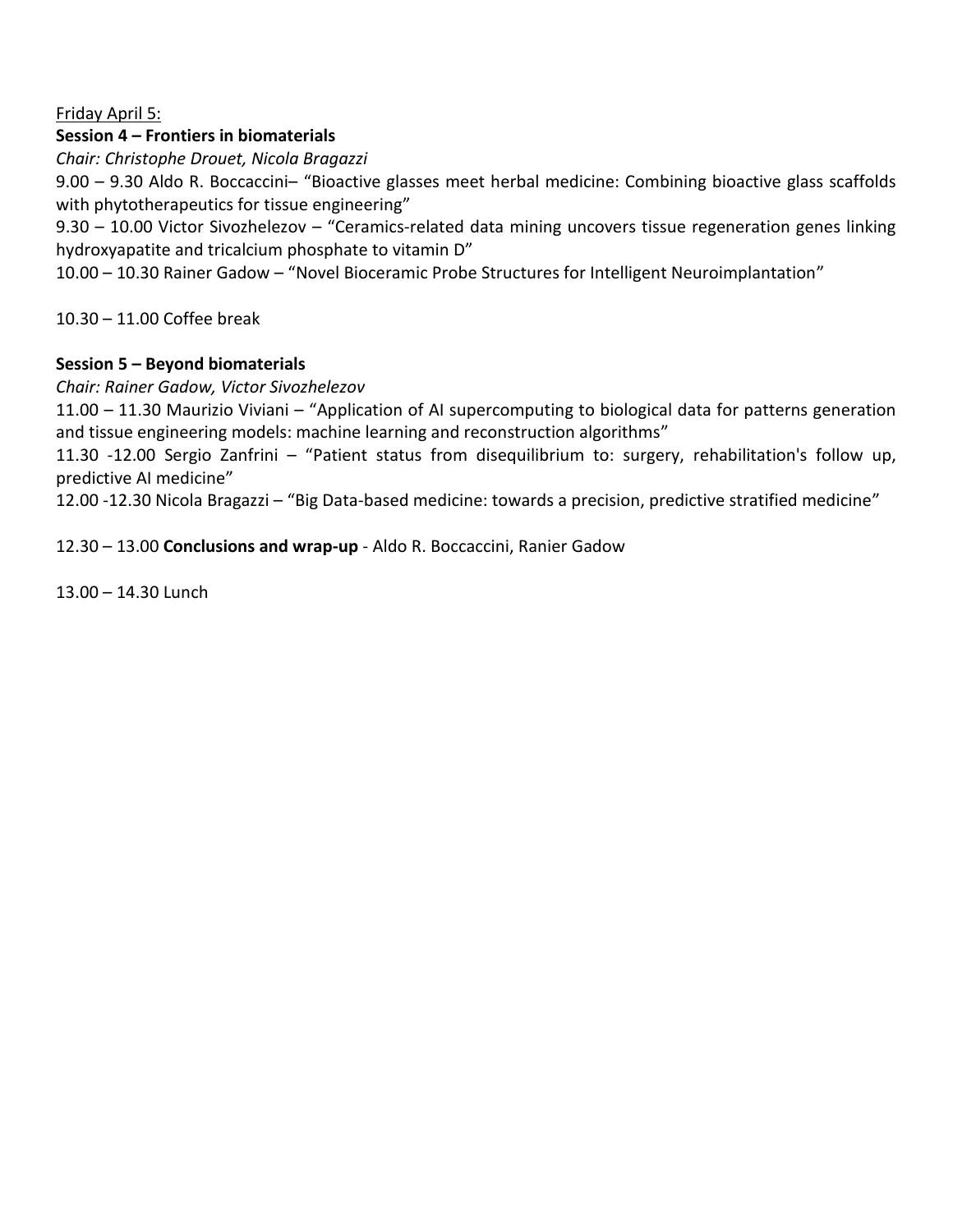Friday April 5:

**Session 4 – Frontiers in biomaterials**

*Chair: Christophe Drouet, Nicola Bragazzi*

9.00 – 9.30 Aldo R. Boccaccini– "Bioactive glasses meet herbal medicine: Combining bioactive glass scaffolds with phytotherapeutics for tissue engineering"

9.30 – 10.00 Victor Sivozhelezov – "Ceramics-related data mining uncovers tissue regeneration genes linking hydroxyapatite and tricalcium phosphate to vitamin D"

10.00 – 10.30 Rainer Gadow – "Novel Bioceramic Probe Structures for Intelligent Neuroimplantation"

10.30 – 11.00 Coffee break

**Session 5 – Beyond biomaterials**

*Chair: Rainer Gadow, Victor Sivozhelezov*

11.00 – 11.30 Maurizio Viviani – "Application of AI supercomputing to biological data for patterns generation and tissue engineering models: machine learning and reconstruction algorithms"

11.30 -12.00 Sergio Zanfrini – "Patient status from disequilibrium to: surgery, rehabilitation's follow up, predictive AI medicine"

12.00 -12.30 Nicola Bragazzi – "Big Data-based medicine: towards a precision, predictive stratified medicine"

12.30 – 13.00 **Conclusions and wrap-up** - Aldo R. Boccaccini, Ranier Gadow

13.00 – 14.30 Lunch